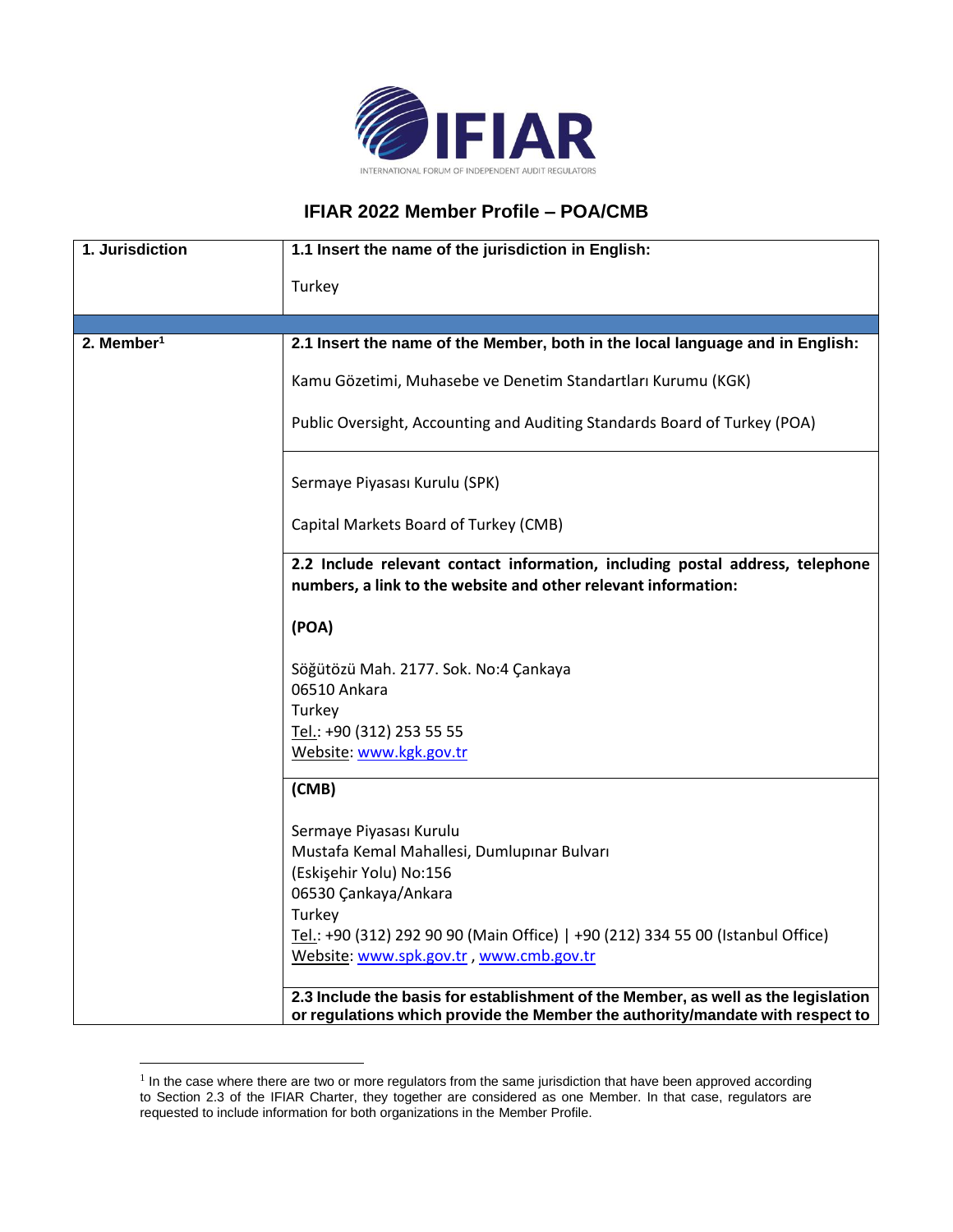IFIAR

INTERNATIONAL FORUM OF INDEPENDENT AUDIT REGULATORS

# IFIAR 2022 Member Profile – POA/CMB

| 1. Jurisdiction | **1.1 Insert the name of the jurisdiction in English:**<br><br>Turkey |
|---|---|
| | |
| 2. Member[1] | **2.1 Insert the name of the Member, both in the local language and in English:**<br><br>Kamu Gözetimi, Muhasebe ve Denetim Standartları Kurumu (KGK)<br><br>Public Oversight, Accounting and Auditing Standards Board of Turkey (POA) |
| | Sermaye Piyasası Kurulu (SPK)<br><br>Capital Markets Board of Turkey (CMB) |
| | **2.2 Include relevant contact information, including postal address, telephone numbers, a link to the website and other relevant information:**<br><br>**(POA)**<br><br>Söğütözü Mah. 2177. Sok. No:4 Çankaya<br>06510 Ankara<br>Turkey<br>Tel.: +90 (312) 253 55 55<br>Website: www.kgk.gov.tr |
| | **(CMB)**<br><br>Sermaye Piyasası Kurulu<br>Mustafa Kemal Mahallesi, Dumlupınar Bulvarı<br>(Eskişehir Yolu) No:156<br>06530 Çankaya/Ankara<br>Turkey<br>Tel.: +90 (312) 292 90 90 (Main Office) \| +90 (212) 334 55 00 (Istanbul Office)<br>Website: www.spk.gov.tr , www.cmb.gov.tr |
| | **2.3 Include the basis for establishment of the Member, as well as the legislation or regulations which provide the Member the authority/mandate with respect to** |

[1] In the case where there are two or more regulators from the same jurisdiction that have been approved according to Section 2.3 of the IFIAR Charter, they together are considered as one Member. In that case, regulators are requested to include information for both organizations in the Member Profile.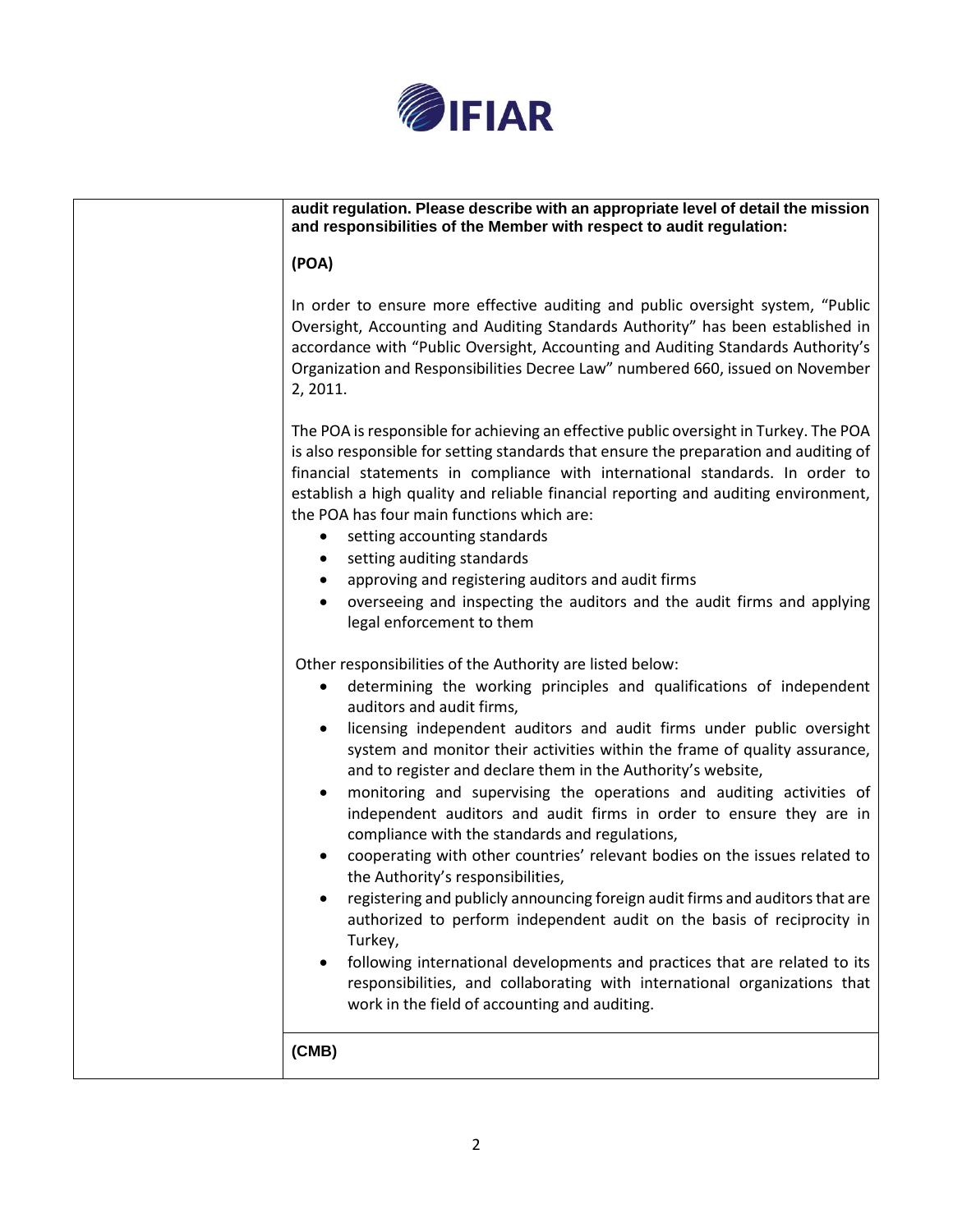| | **audit regulation. Please describe with an appropriate level of detail the mission and responsibilities of the Member with respect to audit regulation:**<br><br>**(POA)**<br><br>In order to ensure more effective auditing and public oversight system, "Public Oversight, Accounting and Auditing Standards Authority" has been established in accordance with "Public Oversight, Accounting and Auditing Standards Authority's Organization and Responsibilities Decree Law" numbered 660, issued on November 2, 2011.<br><br>The POA is responsible for achieving an effective public oversight in Turkey. The POA is also responsible for setting standards that ensure the preparation and auditing of financial statements in compliance with international standards. In order to establish a high quality and reliable financial reporting and auditing environment, the POA has four main functions which are:<br>• setting accounting standards<br>• setting auditing standards<br>• approving and registering auditors and audit firms<br>• overseeing and inspecting the auditors and the audit firms and applying legal enforcement to them<br><br>Other responsibilities of the Authority are listed below:<br>• determining the working principles and qualifications of independent auditors and audit firms,<br>• licensing independent auditors and audit firms under public oversight system and monitor their activities within the frame of quality assurance, and to register and declare them in the Authority's website,<br>• monitoring and supervising the operations and auditing activities of independent auditors and audit firms in order to ensure they are in compliance with the standards and regulations,<br>• cooperating with other countries' relevant bodies on the issues related to the Authority's responsibilities,<br>• registering and publicly announcing foreign audit firms and auditors that are authorized to perform independent audit on the basis of reciprocity in Turkey,<br>• following international developments and practices that are related to its responsibilities, and collaborating with international organizations that work in the field of accounting and auditing. |
|---|---|
| | **(CMB)** |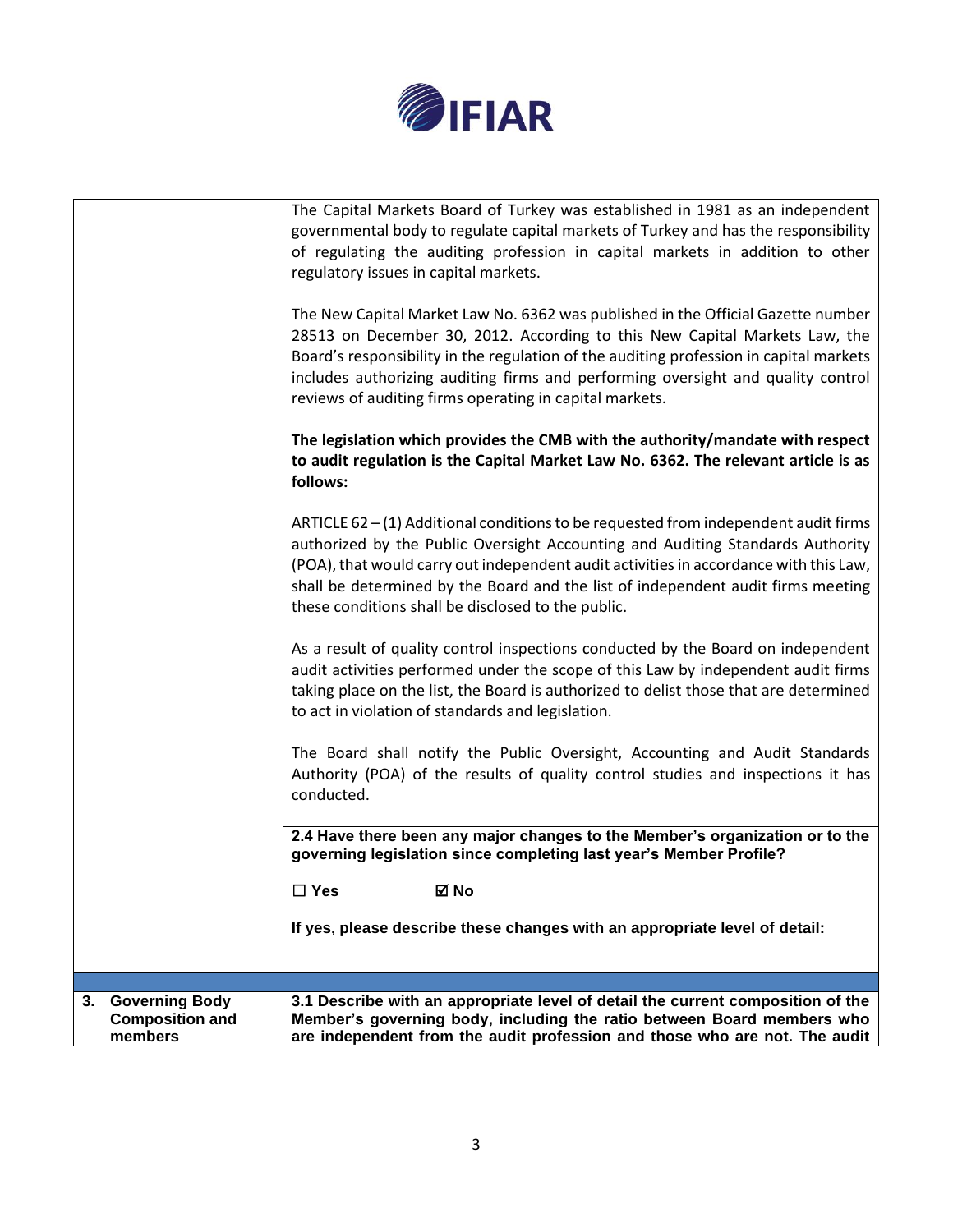| | |
|---|---|
| | The Capital Markets Board of Turkey was established in 1981 as an independent governmental body to regulate capital markets of Turkey and has the responsibility of regulating the auditing profession in capital markets in addition to other regulatory issues in capital markets.<br><br>The New Capital Market Law No. 6362 was published in the Official Gazette number 28513 on December 30, 2012. According to this New Capital Markets Law, the Board's responsibility in the regulation of the auditing profession in capital markets includes authorizing auditing firms and performing oversight and quality control reviews of auditing firms operating in capital markets.<br><br>**The legislation which provides the CMB with the authority/mandate with respect to audit regulation is the Capital Market Law No. 6362. The relevant article is as follows:**<br><br>ARTICLE 62 – (1) Additional conditions to be requested from independent audit firms authorized by the Public Oversight Accounting and Auditing Standards Authority (POA), that would carry out independent audit activities in accordance with this Law, shall be determined by the Board and the list of independent audit firms meeting these conditions shall be disclosed to the public.<br><br>As a result of quality control inspections conducted by the Board on independent audit activities performed under the scope of this Law by independent audit firms taking place on the list, the Board is authorized to delist those that are determined to act in violation of standards and legislation.<br><br>The Board shall notify the Public Oversight, Accounting and Audit Standards Authority (POA) of the results of quality control studies and inspections it has conducted. |
| | **2.4 Have there been any major changes to the Member's organization or to the governing legislation since completing last year's Member Profile?**<br><br>☐ **Yes** ☑ **No**<br><br>**If yes, please describe these changes with an appropriate level of detail:** |
| | |
| **3. Governing Body Composition and members** | **3.1 Describe with an appropriate level of detail the current composition of the Member's governing body, including the ratio between Board members who are independent from the audit profession and those who are not. The audit** |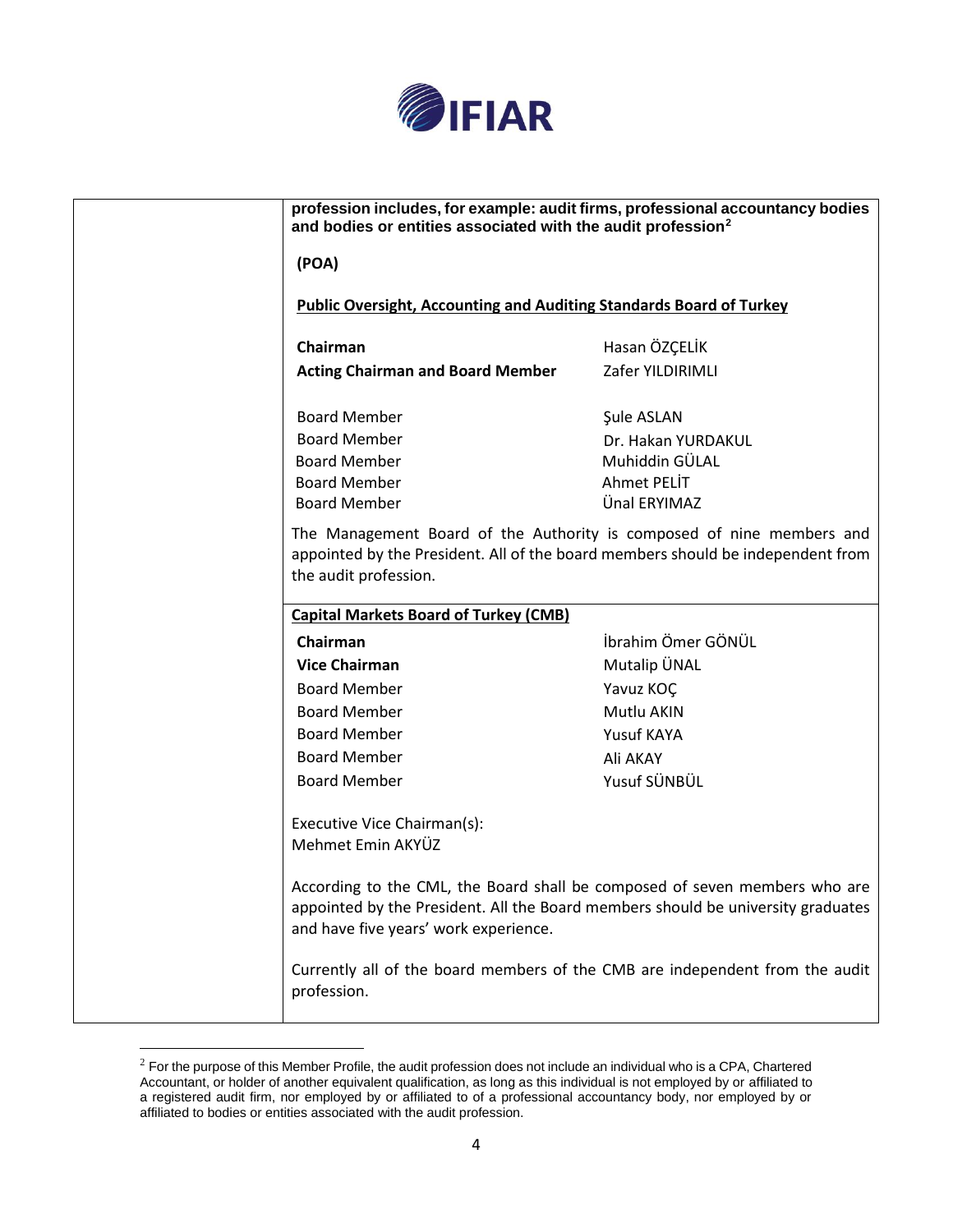| | **profession includes, for example: audit firms, professional accountancy bodies and bodies or entities associated with the audit profession[2]**<br><br>**(POA)**<br><br>**Public Oversight, Accounting and Auditing Standards Board of Turkey**<br><br>**Chairman** — Hasan ÖZÇELİK<br>**Acting Chairman and Board Member** — Zafer YILDIRIMLI<br><br>Board Member — Şule ASLAN<br>Board Member — Dr. Hakan YURDAKUL<br>Board Member — Muhiddin GÜLAL<br>Board Member — Ahmet PELİT<br>Board Member — Ünal ERYIMAZ<br><br>The Management Board of the Authority is composed of nine members and appointed by the President. All of the board members should be independent from the audit profession. |
|---|---|
| | **Capital Markets Board of Turkey (CMB)**<br><br>**Chairman** — İbrahim Ömer GÖNÜL<br>**Vice Chairman** — Mutalip ÜNAL<br>Board Member — Yavuz KOÇ<br>Board Member — Mutlu AKIN<br>Board Member — Yusuf KAYA<br>Board Member — Ali AKAY<br>Board Member — Yusuf SÜNBÜL<br><br>Executive Vice Chairman(s):<br>Mehmet Emin AKYÜZ<br><br>According to the CML, the Board shall be composed of seven members who are appointed by the President. All the Board members should be university graduates and have five years' work experience.<br><br>Currently all of the board members of the CMB are independent from the audit profession. |

[2] For the purpose of this Member Profile, the audit profession does not include an individual who is a CPA, Chartered Accountant, or holder of another equivalent qualification, as long as this individual is not employed by or affiliated to a registered audit firm, nor employed by or affiliated to of a professional accountancy body, nor employed by or affiliated to bodies or entities associated with the audit profession.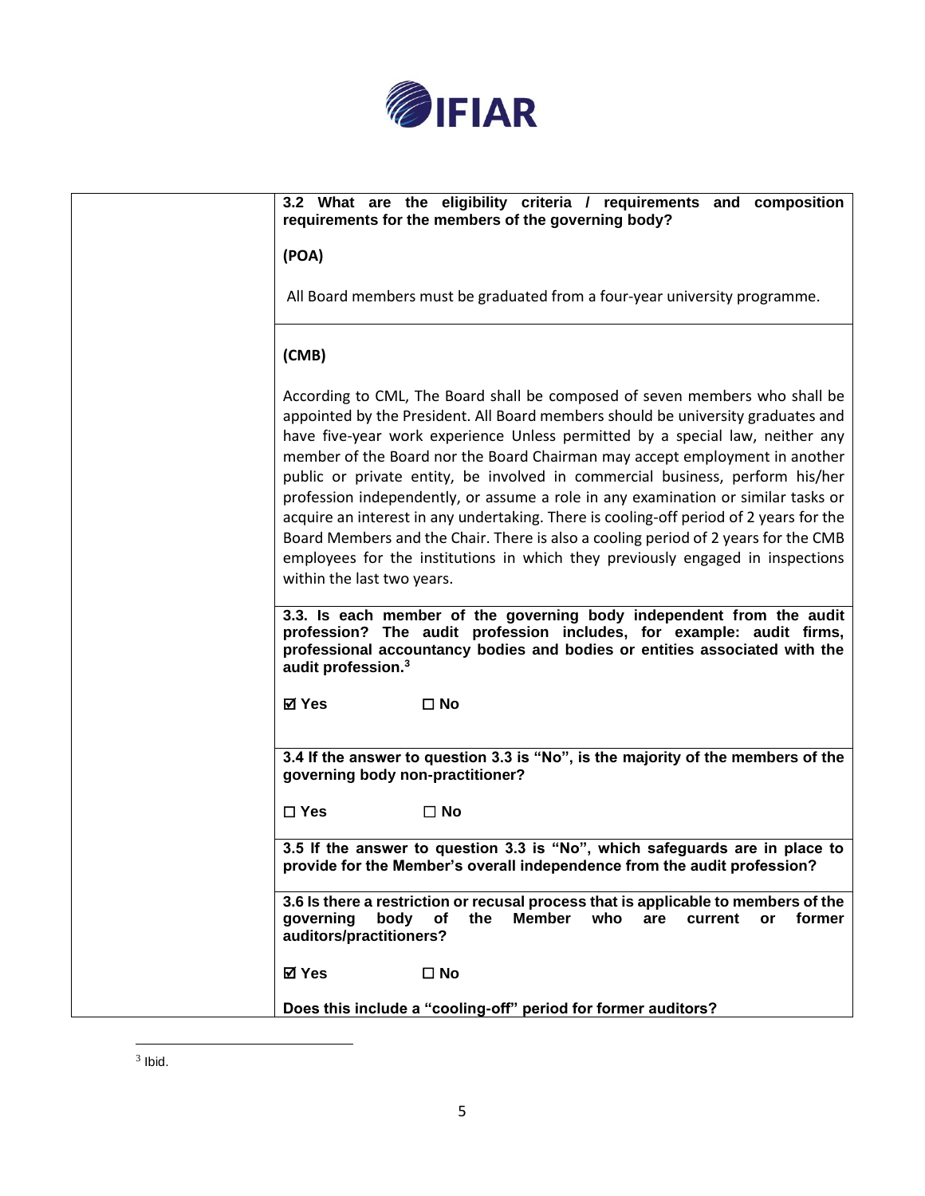**3.2 What are the eligibility criteria / requirements and composition requirements for the members of the governing body?**

**(POA)**

All Board members must be graduated from a four-year university programme.

**(CMB)**

According to CML, The Board shall be composed of seven members who shall be appointed by the President. All Board members should be university graduates and have five-year work experience Unless permitted by a special law, neither any member of the Board nor the Board Chairman may accept employment in another public or private entity, be involved in commercial business, perform his/her profession independently, or assume a role in any examination or similar tasks or acquire an interest in any undertaking. There is cooling-off period of 2 years for the Board Members and the Chair. There is also a cooling period of 2 years for the CMB employees for the institutions in which they previously engaged in inspections within the last two years.

**3.3. Is each member of the governing body independent from the audit profession? The audit profession includes, for example: audit firms, professional accountancy bodies and bodies or entities associated with the audit profession.[3]**

☑ **Yes** ☐ **No**

**3.4 If the answer to question 3.3 is "No", is the majority of the members of the governing body non-practitioner?**

☐ **Yes** ☐ **No**

**3.5 If the answer to question 3.3 is "No", which safeguards are in place to provide for the Member's overall independence from the audit profession?**

**3.6 Is there a restriction or recusal process that is applicable to members of the governing body of the Member who are current or former auditors/practitioners?**

☑ **Yes** ☐ **No**

**Does this include a "cooling-off" period for former auditors?**

---

[3] Ibid.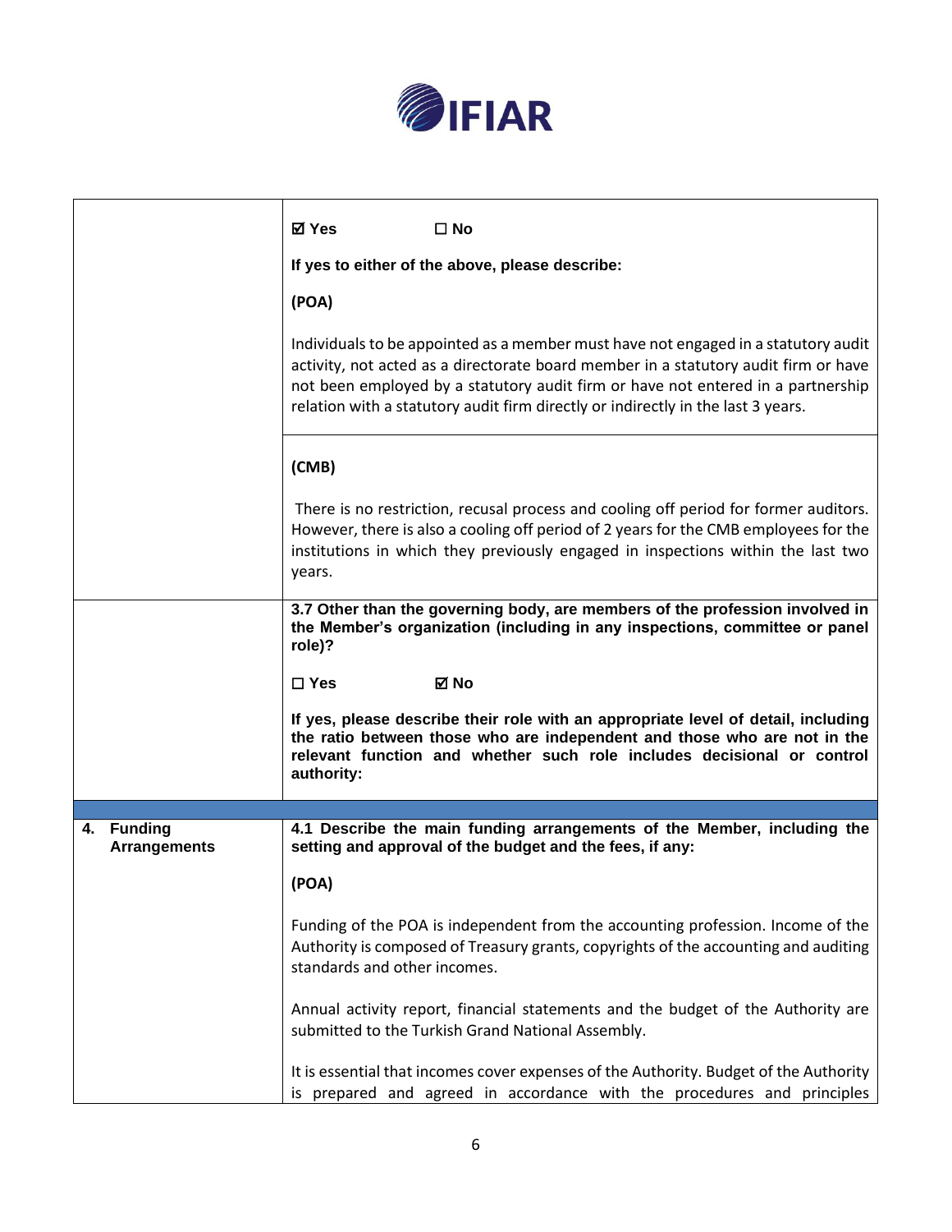| | |
|---|---|
| | ☑ **Yes** ☐ **No**<br><br>**If yes to either of the above, please describe:**<br><br>**(POA)**<br><br>Individuals to be appointed as a member must have not engaged in a statutory audit activity, not acted as a directorate board member in a statutory audit firm or have not been employed by a statutory audit firm or have not entered in a partnership relation with a statutory audit firm directly or indirectly in the last 3 years. |
| | **(CMB)**<br><br>There is no restriction, recusal process and cooling off period for former auditors. However, there is also a cooling off period of 2 years for the CMB employees for the institutions in which they previously engaged in inspections within the last two years. |
| | **3.7 Other than the governing body, are members of the profession involved in the Member's organization (including in any inspections, committee or panel role)?**<br><br>☐ **Yes** ☑ **No**<br><br>**If yes, please describe their role with an appropriate level of detail, including the ratio between those who are independent and those who are not in the relevant function and whether such role includes decisional or control authority:** |
| | |
| **4. Funding Arrangements** | **4.1 Describe the main funding arrangements of the Member, including the setting and approval of the budget and the fees, if any:**<br><br>**(POA)**<br><br>Funding of the POA is independent from the accounting profession. Income of the Authority is composed of Treasury grants, copyrights of the accounting and auditing standards and other incomes.<br><br>Annual activity report, financial statements and the budget of the Authority are submitted to the Turkish Grand National Assembly.<br><br>It is essential that incomes cover expenses of the Authority. Budget of the Authority is prepared and agreed in accordance with the procedures and principles |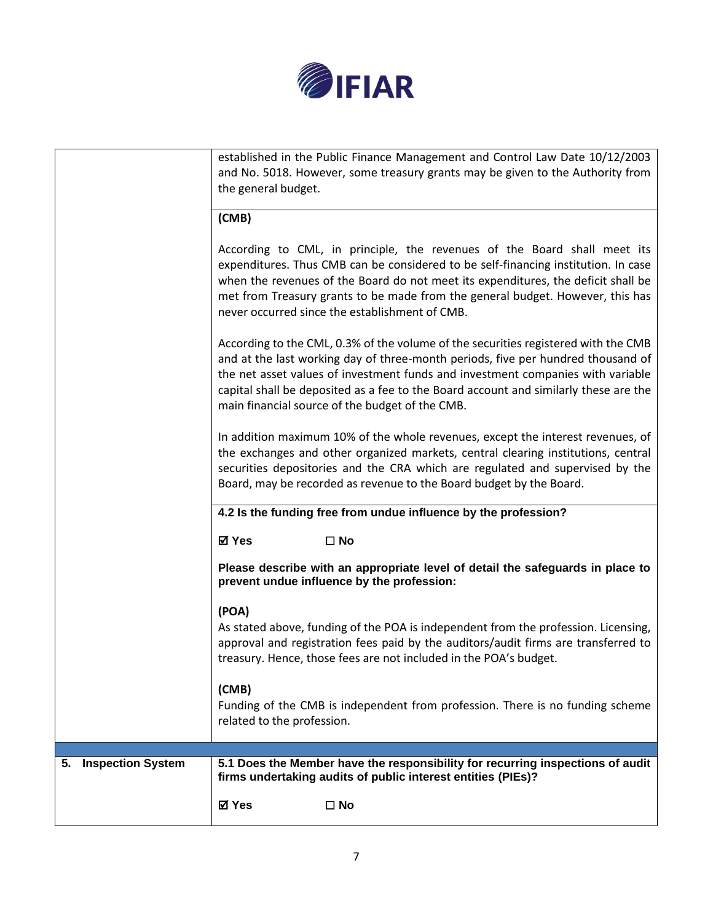| | |
|---|---|
| | established in the Public Finance Management and Control Law Date 10/12/2003 and No. 5018. However, some treasury grants may be given to the Authority from the general budget. |
| | **(CMB)**<br><br>According to CML, in principle, the revenues of the Board shall meet its expenditures. Thus CMB can be considered to be self-financing institution. In case when the revenues of the Board do not meet its expenditures, the deficit shall be met from Treasury grants to be made from the general budget. However, this has never occurred since the establishment of CMB.<br><br>According to the CML, 0.3% of the volume of the securities registered with the CMB and at the last working day of three-month periods, five per hundred thousand of the net asset values of investment funds and investment companies with variable capital shall be deposited as a fee to the Board account and similarly these are the main financial source of the budget of the CMB.<br><br>In addition maximum 10% of the whole revenues, except the interest revenues, of the exchanges and other organized markets, central clearing institutions, central securities depositories and the CRA which are regulated and supervised by the Board, may be recorded as revenue to the Board budget by the Board. |
| | **4.2 Is the funding free from undue influence by the profession?**<br><br>☑ **Yes** ☐ **No**<br><br>**Please describe with an appropriate level of detail the safeguards in place to prevent undue influence by the profession:**<br><br>**(POA)**<br>As stated above, funding of the POA is independent from the profession. Licensing, approval and registration fees paid by the auditors/audit firms are transferred to treasury. Hence, those fees are not included in the POA's budget.<br><br>**(CMB)**<br>Funding of the CMB is independent from profession. There is no funding scheme related to the profession. |
| **5. Inspection System** | **5.1 Does the Member have the responsibility for recurring inspections of audit firms undertaking audits of public interest entities (PIEs)?**<br><br>☑ **Yes** ☐ **No** |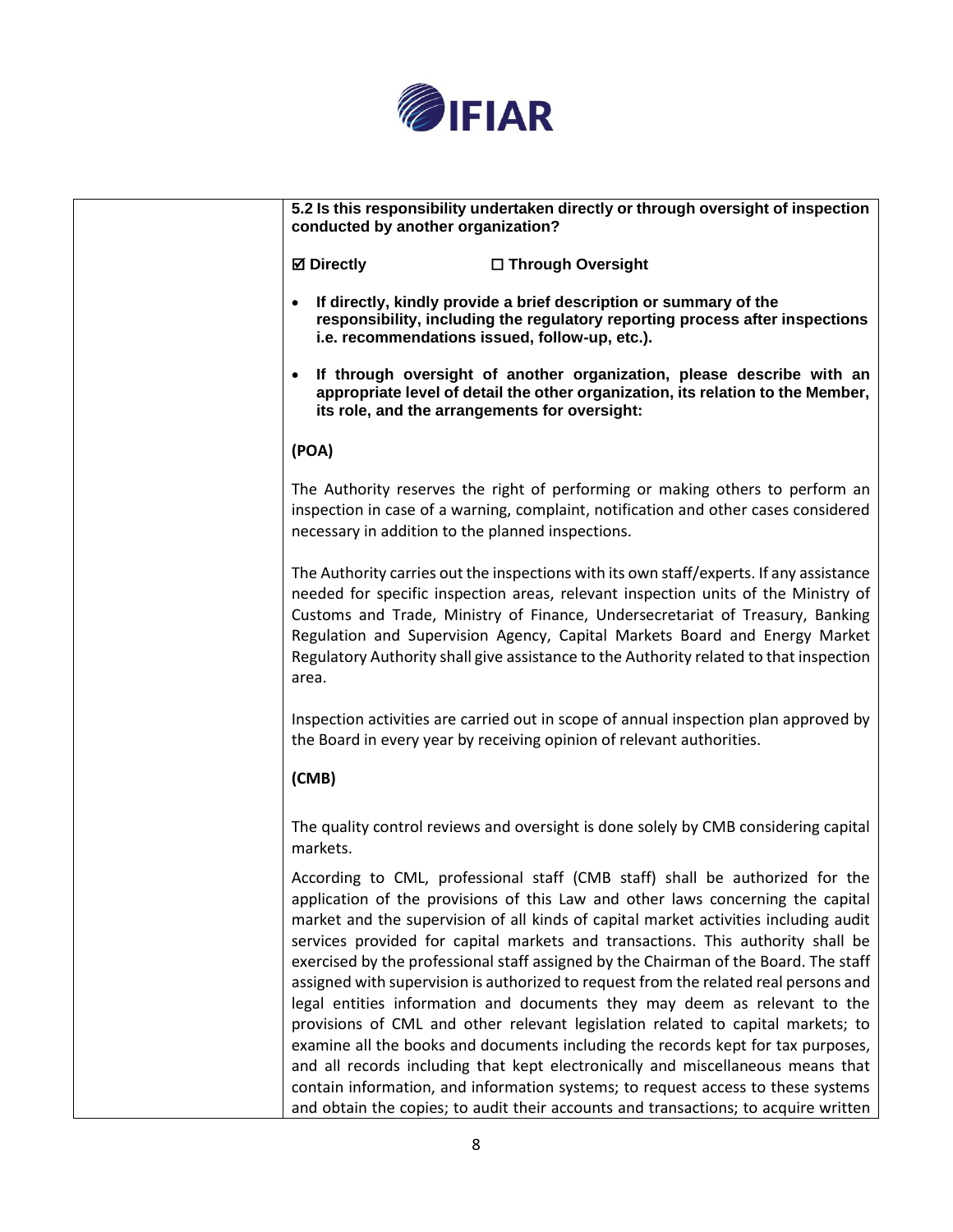**5.2 Is this responsibility undertaken directly or through oversight of inspection conducted by another organization?**

**☑ Directly** **☐ Through Oversight**

- **If directly, kindly provide a brief description or summary of the responsibility, including the regulatory reporting process after inspections i.e. recommendations issued, follow-up, etc.).**
- **If through oversight of another organization, please describe with an appropriate level of detail the other organization, its relation to the Member, its role, and the arrangements for oversight:**

**(POA)**

The Authority reserves the right of performing or making others to perform an inspection in case of a warning, complaint, notification and other cases considered necessary in addition to the planned inspections.

The Authority carries out the inspections with its own staff/experts. If any assistance needed for specific inspection areas, relevant inspection units of the Ministry of Customs and Trade, Ministry of Finance, Undersecretariat of Treasury, Banking Regulation and Supervision Agency, Capital Markets Board and Energy Market Regulatory Authority shall give assistance to the Authority related to that inspection area.

Inspection activities are carried out in scope of annual inspection plan approved by the Board in every year by receiving opinion of relevant authorities.

**(CMB)**

The quality control reviews and oversight is done solely by CMB considering capital markets.

According to CML, professional staff (CMB staff) shall be authorized for the application of the provisions of this Law and other laws concerning the capital market and the supervision of all kinds of capital market activities including audit services provided for capital markets and transactions. This authority shall be exercised by the professional staff assigned by the Chairman of the Board. The staff assigned with supervision is authorized to request from the related real persons and legal entities information and documents they may deem as relevant to the provisions of CML and other relevant legislation related to capital markets; to examine all the books and documents including the records kept for tax purposes, and all records including that kept electronically and miscellaneous means that contain information, and information systems; to request access to these systems and obtain the copies; to audit their accounts and transactions; to acquire written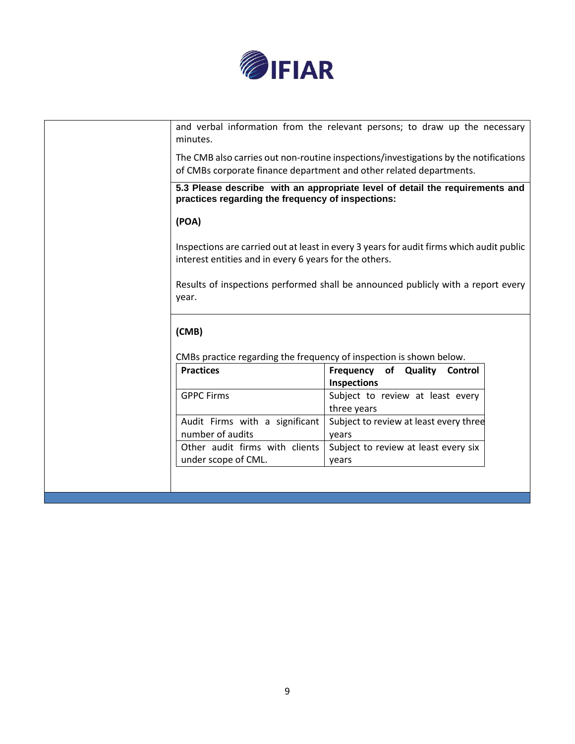and verbal information from the relevant persons; to draw up the necessary minutes.

The CMB also carries out non-routine inspections/investigations by the notifications of CMBs corporate finance department and other related departments.

**5.3 Please describe with an appropriate level of detail the requirements and practices regarding the frequency of inspections:**

**(POA)**

Inspections are carried out at least in every 3 years for audit firms which audit public interest entities and in every 6 years for the others.

Results of inspections performed shall be announced publicly with a report every year.

**(CMB)**

CMBs practice regarding the frequency of inspection is shown below.

| Practices | Frequency of Quality Control Inspections |
|---|---|
| GPPC Firms | Subject to review at least every three years |
| Audit Firms with a significant number of audits | Subject to review at least every three years |
| Other audit firms with clients under scope of CML. | Subject to review at least every six years |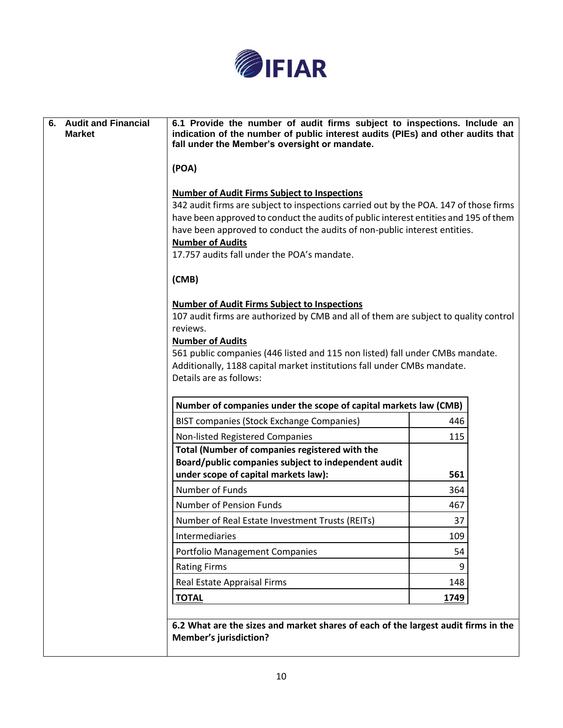**6. Audit and Financial Market**

**6.1 Provide the number of audit firms subject to inspections. Include an indication of the number of public interest audits (PIEs) and other audits that fall under the Member's oversight or mandate.**

**(POA)**

**Number of Audit Firms Subject to Inspections**

342 audit firms are subject to inspections carried out by the POA. 147 of those firms have been approved to conduct the audits of public interest entities and 195 of them have been approved to conduct the audits of non-public interest entities.

**Number of Audits**

17.757 audits fall under the POA's mandate.

**(CMB)**

**Number of Audit Firms Subject to Inspections**

107 audit firms are authorized by CMB and all of them are subject to quality control reviews.

**Number of Audits**

561 public companies (446 listed and 115 non listed) fall under CMBs mandate. Additionally, 1188 capital market institutions fall under CMBs mandate. Details are as follows:

| Number of companies under the scope of capital markets law (CMB) | |
|---|---|
| BIST companies (Stock Exchange Companies) | 446 |
| Non-listed Registered Companies | 115 |
| **Total (Number of companies registered with the Board/public companies subject to independent audit under scope of capital markets law):** | **561** |
| Number of Funds | 364 |
| Number of Pension Funds | 467 |
| Number of Real Estate Investment Trusts (REITs) | 37 |
| Intermediaries | 109 |
| Portfolio Management Companies | 54 |
| Rating Firms | 9 |
| Real Estate Appraisal Firms | 148 |
| **TOTAL** | **1749** |

**6.2 What are the sizes and market shares of each of the largest audit firms in the Member's jurisdiction?**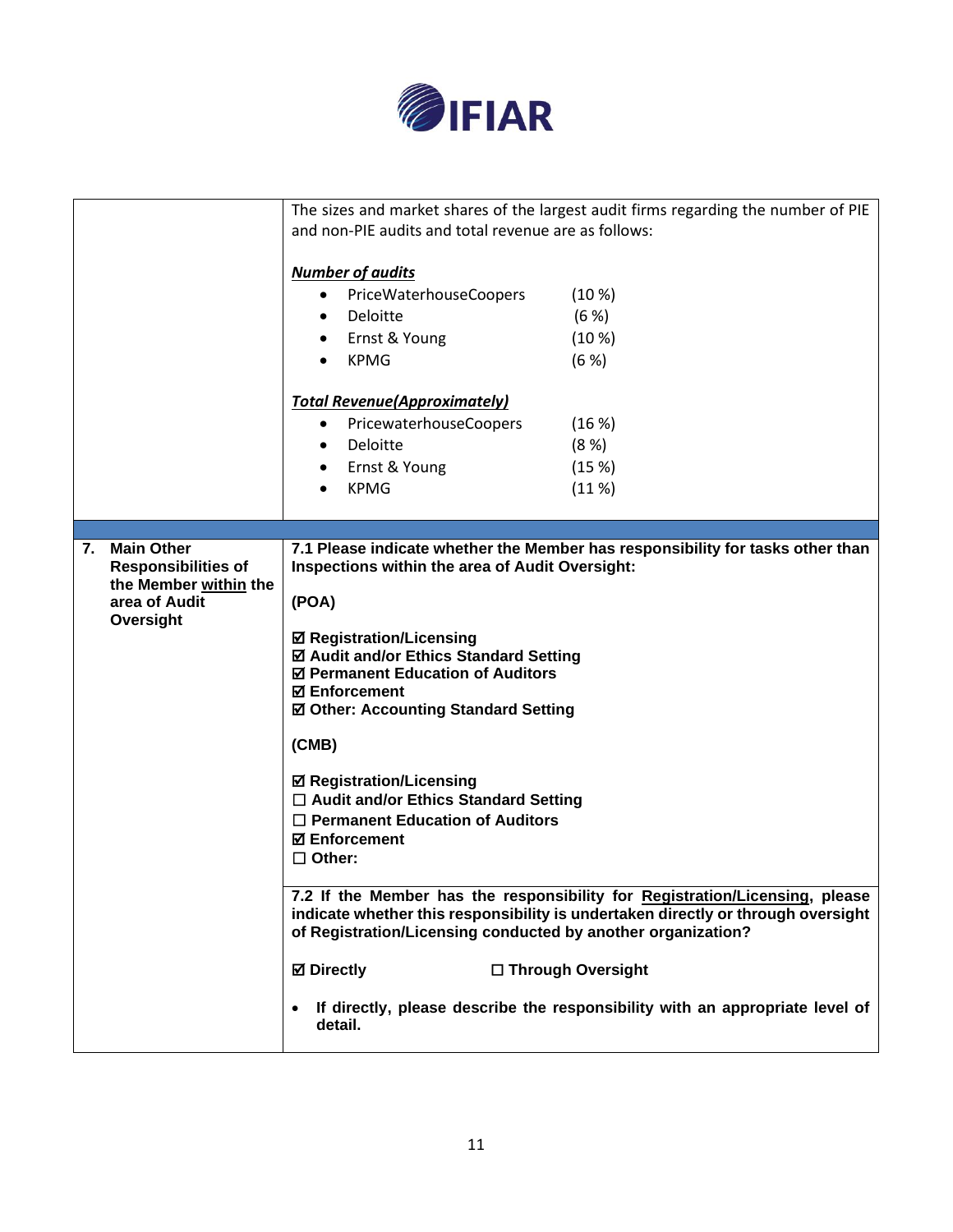|  |  |
|---|---|
|  | The sizes and market shares of the largest audit firms regarding the number of PIE and non-PIE audits and total revenue are as follows:<br><br>***Number of audits***<br>• PriceWaterhouseCoopers (10 %)<br>• Deloitte (6 %)<br>• Ernst & Young (10 %)<br>• KPMG (6 %)<br><br>***Total Revenue(Approximately)***<br>• PricewaterhouseCoopers (16 %)<br>• Deloitte (8 %)<br>• Ernst & Young (15 %)<br>• KPMG (11 %) |
|  |  |
| **7. Main Other Responsibilities of the Member within the area of Audit Oversight** | **7.1 Please indicate whether the Member has responsibility for tasks other than Inspections within the area of Audit Oversight:**<br><br>**(POA)**<br><br>**☑ Registration/Licensing**<br>**☑ Audit and/or Ethics Standard Setting**<br>**☑ Permanent Education of Auditors**<br>**☑ Enforcement**<br>**☑ Other: Accounting Standard Setting**<br><br>**(CMB)**<br><br>**☑ Registration/Licensing**<br>**☐ Audit and/or Ethics Standard Setting**<br>**☐ Permanent Education of Auditors**<br>**☑ Enforcement**<br>**☐ Other:** |
|  | **7.2 If the Member has the responsibility for Registration/Licensing, please indicate whether this responsibility is undertaken directly or through oversight of Registration/Licensing conducted by another organization?**<br><br>**☑ Directly** **☐ Through Oversight**<br><br>• **If directly, please describe the responsibility with an appropriate level of detail.** |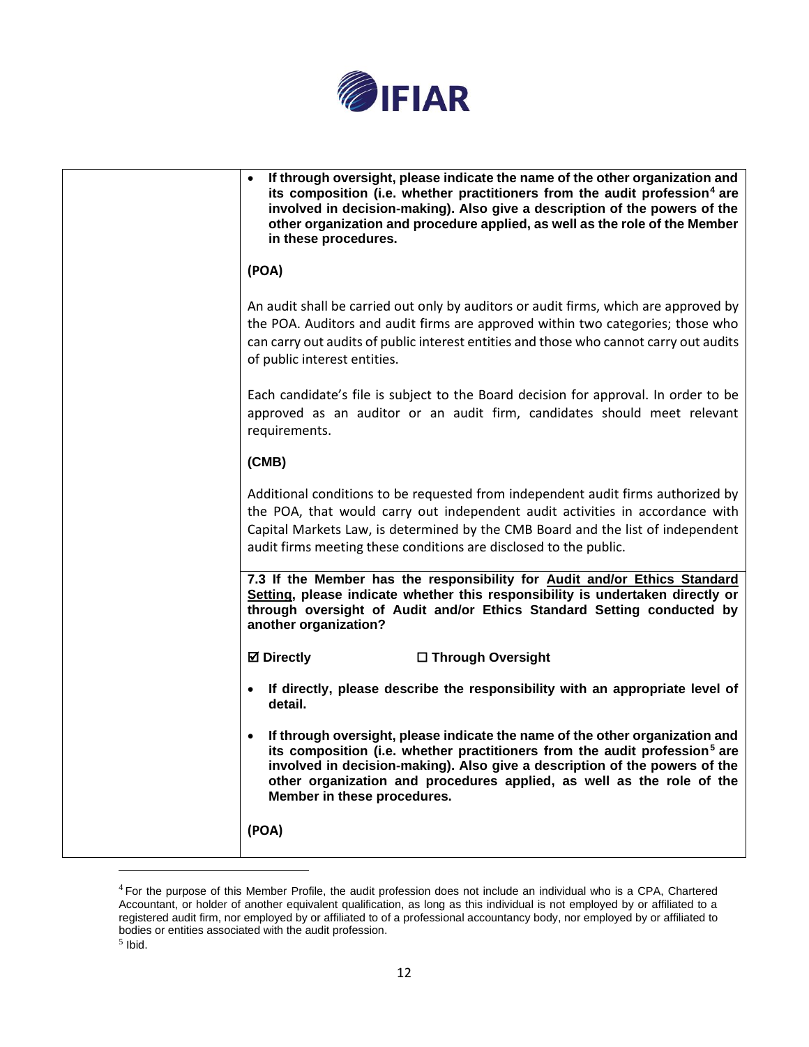- **If through oversight, please indicate the name of the other organization and its composition (i.e. whether practitioners from the audit profession[4] are involved in decision-making). Also give a description of the powers of the other organization and procedure applied, as well as the role of the Member in these procedures.**

**(POA)**

An audit shall be carried out only by auditors or audit firms, which are approved by the POA. Auditors and audit firms are approved within two categories; those who can carry out audits of public interest entities and those who cannot carry out audits of public interest entities.

Each candidate's file is subject to the Board decision for approval. In order to be approved as an auditor or an audit firm, candidates should meet relevant requirements.

**(CMB)**

Additional conditions to be requested from independent audit firms authorized by the POA, that would carry out independent audit activities in accordance with Capital Markets Law, is determined by the CMB Board and the list of independent audit firms meeting these conditions are disclosed to the public.

**7.3 If the Member has the responsibility for <u>Audit and/or Ethics Standard Setting</u>, please indicate whether this responsibility is undertaken directly or through oversight of Audit and/or Ethics Standard Setting conducted by another organization?**

**☑ Directly** **☐ Through Oversight**

- **If directly, please describe the responsibility with an appropriate level of detail.**
- **If through oversight, please indicate the name of the other organization and its composition (i.e. whether practitioners from the audit profession[5] are involved in decision-making). Also give a description of the powers of the other organization and procedures applied, as well as the role of the Member in these procedures.**

**(POA)**

---

[4] For the purpose of this Member Profile, the audit profession does not include an individual who is a CPA, Chartered Accountant, or holder of another equivalent qualification, as long as this individual is not employed by or affiliated to a registered audit firm, nor employed by or affiliated to of a professional accountancy body, nor employed by or affiliated to bodies or entities associated with the audit profession.

[5] Ibid.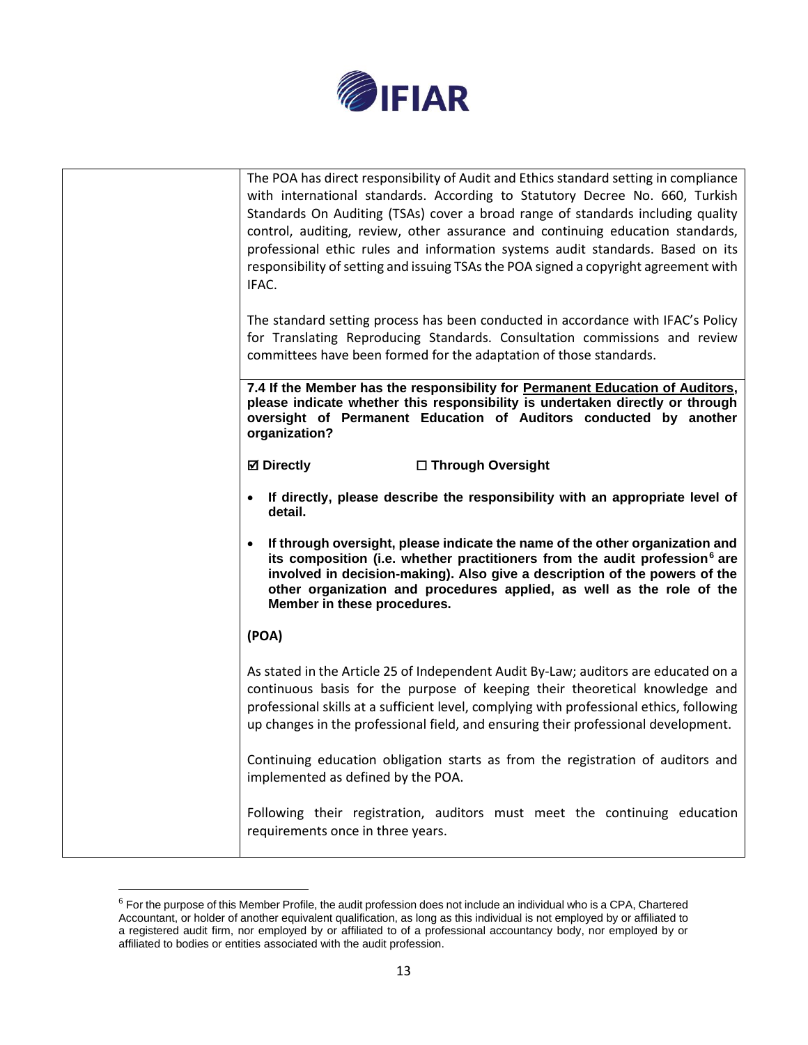| | The POA has direct responsibility of Audit and Ethics standard setting in compliance with international standards. According to Statutory Decree No. 660, Turkish Standards On Auditing (TSAs) cover a broad range of standards including quality control, auditing, review, other assurance and continuing education standards, professional ethic rules and information systems audit standards. Based on its responsibility of setting and issuing TSAs the POA signed a copyright agreement with IFAC.<br><br>The standard setting process has been conducted in accordance with IFAC's Policy for Translating Reproducing Standards. Consultation commissions and review committees have been formed for the adaptation of those standards. |
|---|---|
| | **7.4 If the Member has the responsibility for <u>Permanent Education of Auditors</u>, please indicate whether this responsibility is undertaken directly or through oversight of Permanent Education of Auditors conducted by another organization?**<br><br>**☑ Directly** **☐ Through Oversight**<br><br>• **If directly, please describe the responsibility with an appropriate level of detail.**<br><br>• **If through oversight, please indicate the name of the other organization and its composition (i.e. whether practitioners from the audit profession[6] are involved in decision-making). Also give a description of the powers of the other organization and procedures applied, as well as the role of the Member in these procedures.**<br><br>**(POA)**<br><br>As stated in the Article 25 of Independent Audit By-Law; auditors are educated on a continuous basis for the purpose of keeping their theoretical knowledge and professional skills at a sufficient level, complying with professional ethics, following up changes in the professional field, and ensuring their professional development.<br><br>Continuing education obligation starts as from the registration of auditors and implemented as defined by the POA.<br><br>Following their registration, auditors must meet the continuing education requirements once in three years. |

[6] For the purpose of this Member Profile, the audit profession does not include an individual who is a CPA, Chartered Accountant, or holder of another equivalent qualification, as long as this individual is not employed by or affiliated to a registered audit firm, nor employed by or affiliated to of a professional accountancy body, nor employed by or affiliated to bodies or entities associated with the audit profession.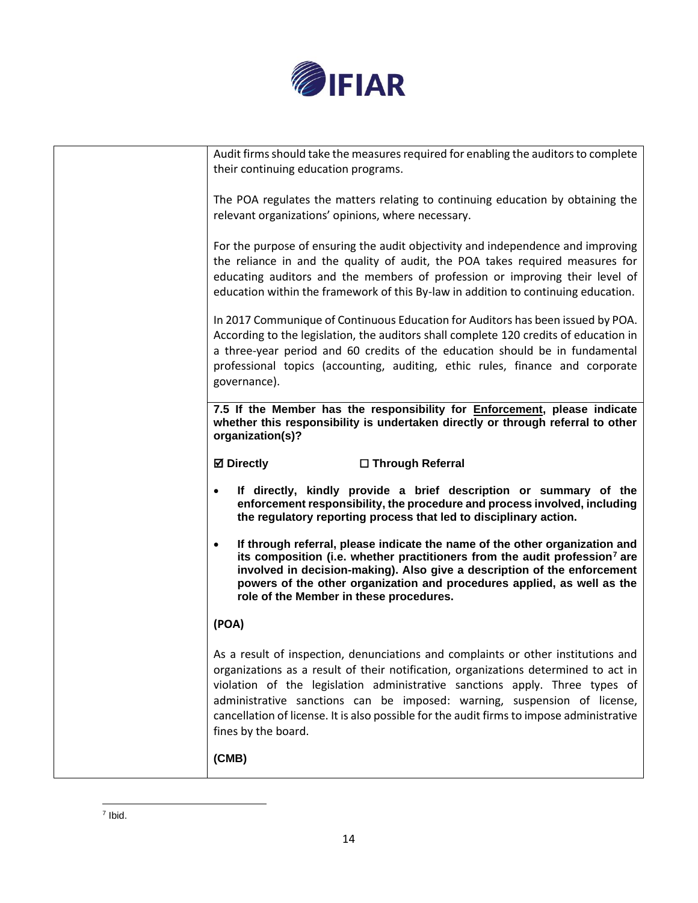Audit firms should take the measures required for enabling the auditors to complete their continuing education programs.

The POA regulates the matters relating to continuing education by obtaining the relevant organizations' opinions, where necessary.

For the purpose of ensuring the audit objectivity and independence and improving the reliance in and the quality of audit, the POA takes required measures for educating auditors and the members of profession or improving their level of education within the framework of this By-law in addition to continuing education.

In 2017 Communique of Continuous Education for Auditors has been issued by POA. According to the legislation, the auditors shall complete 120 credits of education in a three-year period and 60 credits of the education should be in fundamental professional topics (accounting, auditing, ethic rules, finance and corporate governance).

**7.5 If the Member has the responsibility for Enforcement, please indicate whether this responsibility is undertaken directly or through referral to other organization(s)?**

**☑ Directly** **☐ Through Referral**

- **If directly, kindly provide a brief description or summary of the enforcement responsibility, the procedure and process involved, including the regulatory reporting process that led to disciplinary action.**
- **If through referral, please indicate the name of the other organization and its composition (i.e. whether practitioners from the audit profession[7] are involved in decision-making). Also give a description of the enforcement powers of the other organization and procedures applied, as well as the role of the Member in these procedures.**

**(POA)**

As a result of inspection, denunciations and complaints or other institutions and organizations as a result of their notification, organizations determined to act in violation of the legislation administrative sanctions apply. Three types of administrative sanctions can be imposed: warning, suspension of license, cancellation of license. It is also possible for the audit firms to impose administrative fines by the board.

**(CMB)**

[7] Ibid.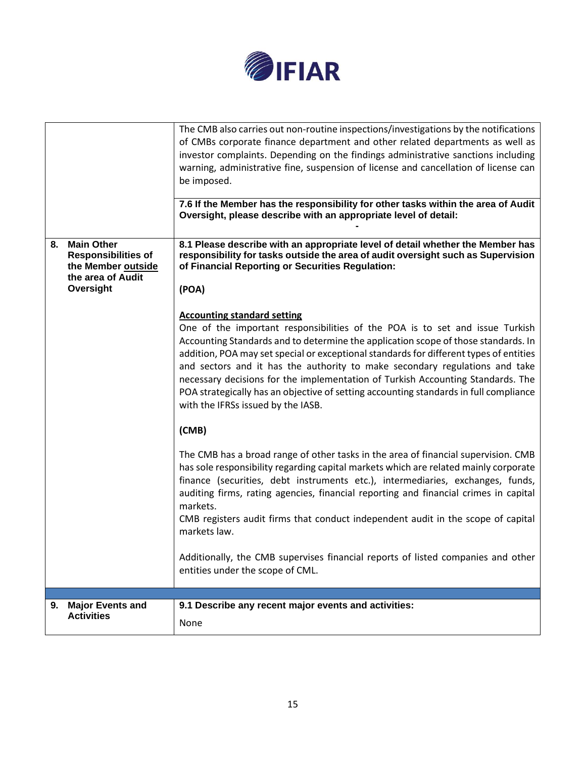| | |
|---|---|
| | The CMB also carries out non-routine inspections/investigations by the notifications of CMBs corporate finance department and other related departments as well as investor complaints. Depending on the findings administrative sanctions including warning, administrative fine, suspension of license and cancellation of license can be imposed. |
| | **7.6 If the Member has the responsibility for other tasks within the area of Audit Oversight, please describe with an appropriate level of detail:** <br> - |
| **8. Main Other Responsibilities of the Member outside the area of Audit Oversight** | **8.1 Please describe with an appropriate level of detail whether the Member has responsibility for tasks outside the area of audit oversight such as Supervision of Financial Reporting or Securities Regulation:** <br><br> **(POA)** <br><br> **Accounting standard setting** <br> One of the important responsibilities of the POA is to set and issue Turkish Accounting Standards and to determine the application scope of those standards. In addition, POA may set special or exceptional standards for different types of entities and sectors and it has the authority to make secondary regulations and take necessary decisions for the implementation of Turkish Accounting Standards. The POA strategically has an objective of setting accounting standards in full compliance with the IFRSs issued by the IASB. <br><br> **(CMB)** <br><br> The CMB has a broad range of other tasks in the area of financial supervision. CMB has sole responsibility regarding capital markets which are related mainly corporate finance (securities, debt instruments etc.), intermediaries, exchanges, funds, auditing firms, rating agencies, financial reporting and financial crimes in capital markets. <br> CMB registers audit firms that conduct independent audit in the scope of capital markets law. <br><br> Additionally, the CMB supervises financial reports of listed companies and other entities under the scope of CML. |
| **9. Major Events and Activities** | **9.1 Describe any recent major events and activities:** <br> None |